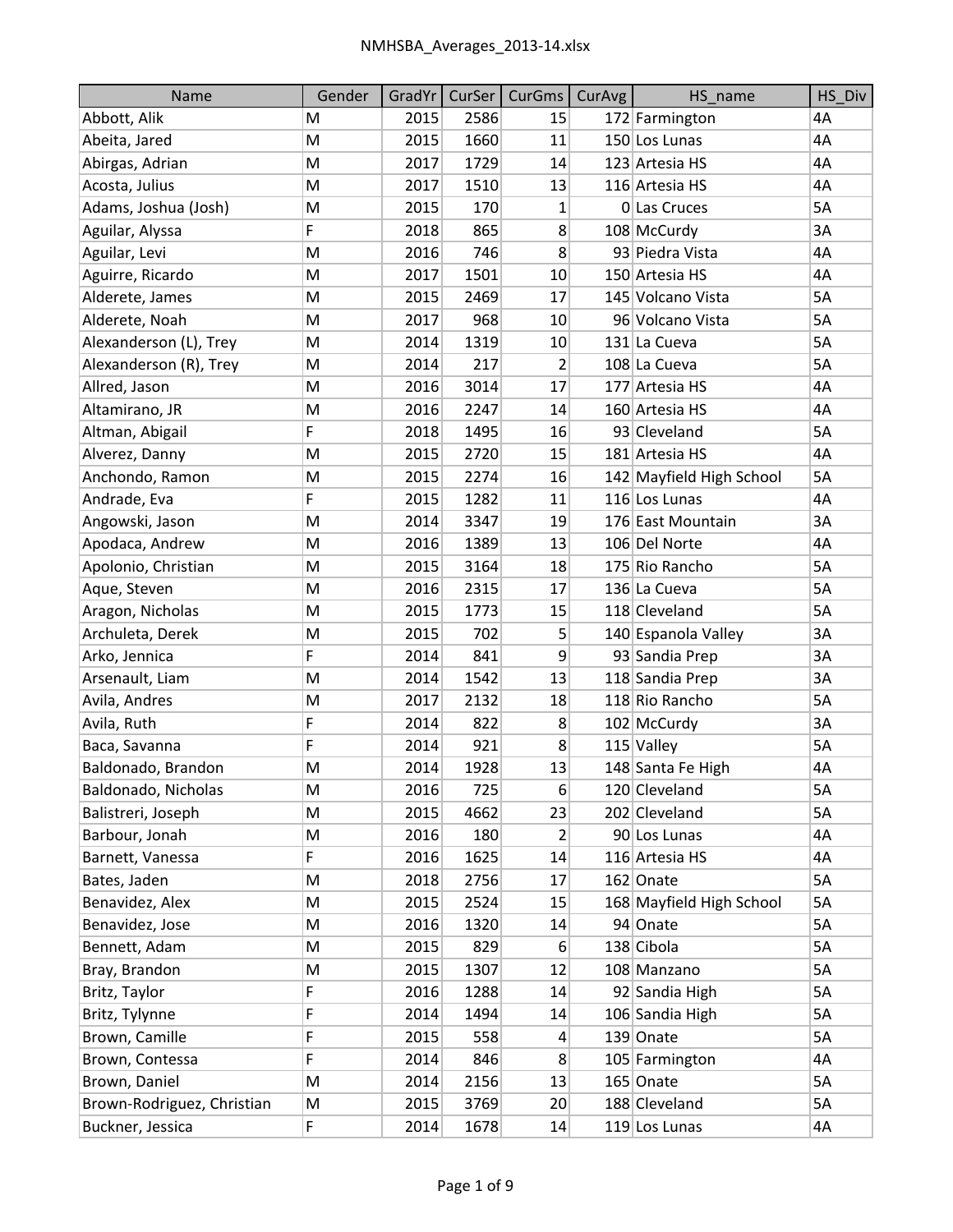| Name | Gender | GradYr | CurSer | CurGms | CurAvg | HS_name | HS_Div |
|---|---|---|---|---|---|---|---|
| Abbott, Alik | M | 2015 | 2586 | 15 | 172 | Farmington | 4A |
| Abeita, Jared | M | 2015 | 1660 | 11 | 150 | Los Lunas | 4A |
| Abirgas, Adrian | M | 2017 | 1729 | 14 | 123 | Artesia HS | 4A |
| Acosta, Julius | M | 2017 | 1510 | 13 | 116 | Artesia HS | 4A |
| Adams, Joshua (Josh) | M | 2015 | 170 | 1 | 0 | Las Cruces | 5A |
| Aguilar, Alyssa | F | 2018 | 865 | 8 | 108 | McCurdy | 3A |
| Aguilar, Levi | M | 2016 | 746 | 8 | 93 | Piedra Vista | 4A |
| Aguirre, Ricardo | M | 2017 | 1501 | 10 | 150 | Artesia HS | 4A |
| Alderete, James | M | 2015 | 2469 | 17 | 145 | Volcano Vista | 5A |
| Alderete, Noah | M | 2017 | 968 | 10 | 96 | Volcano Vista | 5A |
| Alexanderson (L), Trey | M | 2014 | 1319 | 10 | 131 | La Cueva | 5A |
| Alexanderson (R), Trey | M | 2014 | 217 | 2 | 108 | La Cueva | 5A |
| Allred, Jason | M | 2016 | 3014 | 17 | 177 | Artesia HS | 4A |
| Altamirano, JR | M | 2016 | 2247 | 14 | 160 | Artesia HS | 4A |
| Altman, Abigail | F | 2018 | 1495 | 16 | 93 | Cleveland | 5A |
| Alverez, Danny | M | 2015 | 2720 | 15 | 181 | Artesia HS | 4A |
| Anchondo, Ramon | M | 2015 | 2274 | 16 | 142 | Mayfield High School | 5A |
| Andrade, Eva | F | 2015 | 1282 | 11 | 116 | Los Lunas | 4A |
| Angowski, Jason | M | 2014 | 3347 | 19 | 176 | East Mountain | 3A |
| Apodaca, Andrew | M | 2016 | 1389 | 13 | 106 | Del Norte | 4A |
| Apolonio, Christian | M | 2015 | 3164 | 18 | 175 | Rio Rancho | 5A |
| Aque, Steven | M | 2016 | 2315 | 17 | 136 | La Cueva | 5A |
| Aragon, Nicholas | M | 2015 | 1773 | 15 | 118 | Cleveland | 5A |
| Archuleta, Derek | M | 2015 | 702 | 5 | 140 | Espanola Valley | 3A |
| Arko, Jennica | F | 2014 | 841 | 9 | 93 | Sandia Prep | 3A |
| Arsenault, Liam | M | 2014 | 1542 | 13 | 118 | Sandia Prep | 3A |
| Avila, Andres | M | 2017 | 2132 | 18 | 118 | Rio Rancho | 5A |
| Avila, Ruth | F | 2014 | 822 | 8 | 102 | McCurdy | 3A |
| Baca, Savanna | F | 2014 | 921 | 8 | 115 | Valley | 5A |
| Baldonado, Brandon | M | 2014 | 1928 | 13 | 148 | Santa Fe High | 4A |
| Baldonado, Nicholas | M | 2016 | 725 | 6 | 120 | Cleveland | 5A |
| Balistreri, Joseph | M | 2015 | 4662 | 23 | 202 | Cleveland | 5A |
| Barbour, Jonah | M | 2016 | 180 | 2 | 90 | Los Lunas | 4A |
| Barnett, Vanessa | F | 2016 | 1625 | 14 | 116 | Artesia HS | 4A |
| Bates, Jaden | M | 2018 | 2756 | 17 | 162 | Onate | 5A |
| Benavidez, Alex | M | 2015 | 2524 | 15 | 168 | Mayfield High School | 5A |
| Benavidez, Jose | M | 2016 | 1320 | 14 | 94 | Onate | 5A |
| Bennett, Adam | M | 2015 | 829 | 6 | 138 | Cibola | 5A |
| Bray, Brandon | M | 2015 | 1307 | 12 | 108 | Manzano | 5A |
| Britz, Taylor | F | 2016 | 1288 | 14 | 92 | Sandia High | 5A |
| Britz, Tylynne | F | 2014 | 1494 | 14 | 106 | Sandia High | 5A |
| Brown, Camille | F | 2015 | 558 | 4 | 139 | Onate | 5A |
| Brown, Contessa | F | 2014 | 846 | 8 | 105 | Farmington | 4A |
| Brown, Daniel | M | 2014 | 2156 | 13 | 165 | Onate | 5A |
| Brown-Rodriguez, Christian | M | 2015 | 3769 | 20 | 188 | Cleveland | 5A |
| Buckner, Jessica | F | 2014 | 1678 | 14 | 119 | Los Lunas | 4A |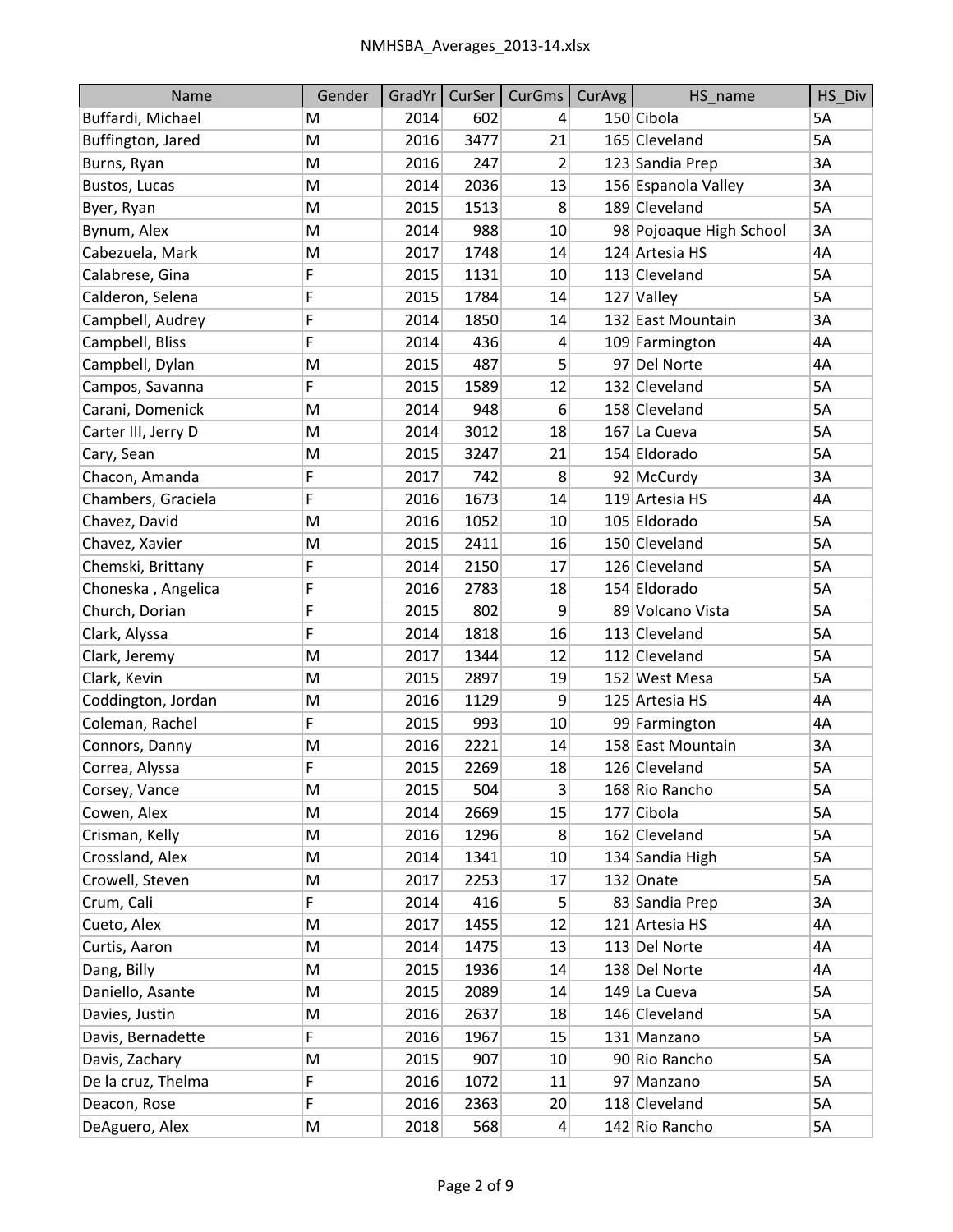| Name | Gender | GradYr | CurSer | CurGms | CurAvg | HS_name | HS_Div |
|---|---|---|---|---|---|---|---|
| Buffardi, Michael | M | 2014 | 602 | 4 | 150 | Cibola | 5A |
| Buffington, Jared | M | 2016 | 3477 | 21 | 165 | Cleveland | 5A |
| Burns, Ryan | M | 2016 | 247 | 2 | 123 | Sandia Prep | 3A |
| Bustos, Lucas | M | 2014 | 2036 | 13 | 156 | Espanola Valley | 3A |
| Byer, Ryan | M | 2015 | 1513 | 8 | 189 | Cleveland | 5A |
| Bynum, Alex | M | 2014 | 988 | 10 | 98 | Pojoaque High School | 3A |
| Cabezuela, Mark | M | 2017 | 1748 | 14 | 124 | Artesia HS | 4A |
| Calabrese, Gina | F | 2015 | 1131 | 10 | 113 | Cleveland | 5A |
| Calderon, Selena | F | 2015 | 1784 | 14 | 127 | Valley | 5A |
| Campbell, Audrey | F | 2014 | 1850 | 14 | 132 | East Mountain | 3A |
| Campbell, Bliss | F | 2014 | 436 | 4 | 109 | Farmington | 4A |
| Campbell, Dylan | M | 2015 | 487 | 5 | 97 | Del Norte | 4A |
| Campos, Savanna | F | 2015 | 1589 | 12 | 132 | Cleveland | 5A |
| Carani, Domenick | M | 2014 | 948 | 6 | 158 | Cleveland | 5A |
| Carter III, Jerry D | M | 2014 | 3012 | 18 | 167 | La Cueva | 5A |
| Cary, Sean | M | 2015 | 3247 | 21 | 154 | Eldorado | 5A |
| Chacon, Amanda | F | 2017 | 742 | 8 | 92 | McCurdy | 3A |
| Chambers, Graciela | F | 2016 | 1673 | 14 | 119 | Artesia HS | 4A |
| Chavez, David | M | 2016 | 1052 | 10 | 105 | Eldorado | 5A |
| Chavez, Xavier | M | 2015 | 2411 | 16 | 150 | Cleveland | 5A |
| Chemski, Brittany | F | 2014 | 2150 | 17 | 126 | Cleveland | 5A |
| Choneska , Angelica | F | 2016 | 2783 | 18 | 154 | Eldorado | 5A |
| Church, Dorian | F | 2015 | 802 | 9 | 89 | Volcano Vista | 5A |
| Clark, Alyssa | F | 2014 | 1818 | 16 | 113 | Cleveland | 5A |
| Clark, Jeremy | M | 2017 | 1344 | 12 | 112 | Cleveland | 5A |
| Clark, Kevin | M | 2015 | 2897 | 19 | 152 | West Mesa | 5A |
| Coddington, Jordan | M | 2016 | 1129 | 9 | 125 | Artesia HS | 4A |
| Coleman, Rachel | F | 2015 | 993 | 10 | 99 | Farmington | 4A |
| Connors, Danny | M | 2016 | 2221 | 14 | 158 | East Mountain | 3A |
| Correa, Alyssa | F | 2015 | 2269 | 18 | 126 | Cleveland | 5A |
| Corsey, Vance | M | 2015 | 504 | 3 | 168 | Rio Rancho | 5A |
| Cowen, Alex | M | 2014 | 2669 | 15 | 177 | Cibola | 5A |
| Crisman, Kelly | M | 2016 | 1296 | 8 | 162 | Cleveland | 5A |
| Crossland, Alex | M | 2014 | 1341 | 10 | 134 | Sandia High | 5A |
| Crowell, Steven | M | 2017 | 2253 | 17 | 132 | Onate | 5A |
| Crum, Cali | F | 2014 | 416 | 5 | 83 | Sandia Prep | 3A |
| Cueto, Alex | M | 2017 | 1455 | 12 | 121 | Artesia HS | 4A |
| Curtis, Aaron | M | 2014 | 1475 | 13 | 113 | Del Norte | 4A |
| Dang, Billy | M | 2015 | 1936 | 14 | 138 | Del Norte | 4A |
| Daniello, Asante | M | 2015 | 2089 | 14 | 149 | La Cueva | 5A |
| Davies, Justin | M | 2016 | 2637 | 18 | 146 | Cleveland | 5A |
| Davis, Bernadette | F | 2016 | 1967 | 15 | 131 | Manzano | 5A |
| Davis, Zachary | M | 2015 | 907 | 10 | 90 | Rio Rancho | 5A |
| De la cruz, Thelma | F | 2016 | 1072 | 11 | 97 | Manzano | 5A |
| Deacon, Rose | F | 2016 | 2363 | 20 | 118 | Cleveland | 5A |
| DeAguero, Alex | M | 2018 | 568 | 4 | 142 | Rio Rancho | 5A |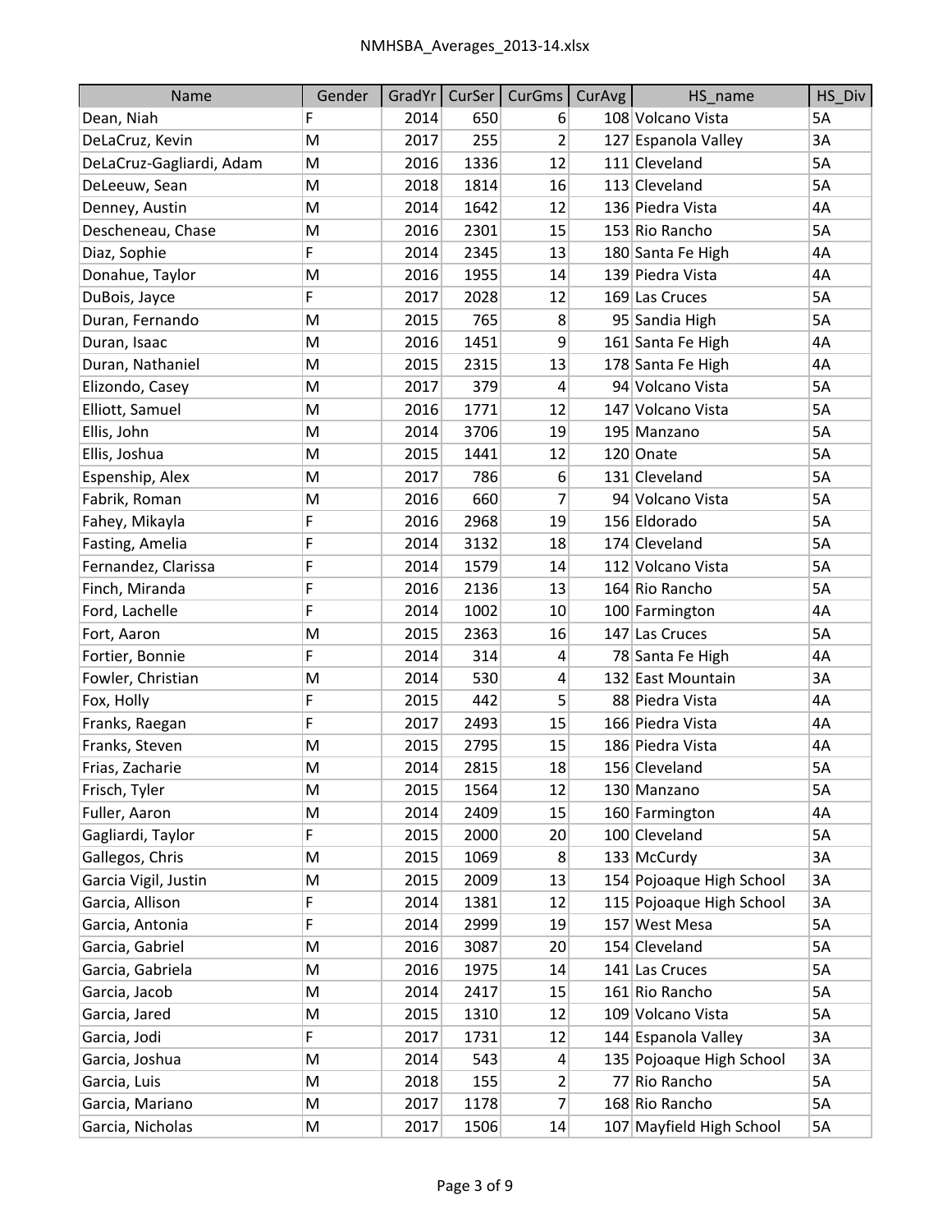| Name | Gender | GradYr | CurSer | CurGms | CurAvg | HS_name | HS_Div |
|---|---|---|---|---|---|---|---|
| Dean, Niah | F | 2014 | 650 | 6 | 108 | Volcano Vista | 5A |
| DeLaCruz, Kevin | M | 2017 | 255 | 2 | 127 | Espanola Valley | 3A |
| DeLaCruz-Gagliardi, Adam | M | 2016 | 1336 | 12 | 111 | Cleveland | 5A |
| DeLeeuw, Sean | M | 2018 | 1814 | 16 | 113 | Cleveland | 5A |
| Denney, Austin | M | 2014 | 1642 | 12 | 136 | Piedra Vista | 4A |
| Descheneau, Chase | M | 2016 | 2301 | 15 | 153 | Rio Rancho | 5A |
| Diaz, Sophie | F | 2014 | 2345 | 13 | 180 | Santa Fe High | 4A |
| Donahue, Taylor | M | 2016 | 1955 | 14 | 139 | Piedra Vista | 4A |
| DuBois, Jayce | F | 2017 | 2028 | 12 | 169 | Las Cruces | 5A |
| Duran, Fernando | M | 2015 | 765 | 8 | 95 | Sandia High | 5A |
| Duran, Isaac | M | 2016 | 1451 | 9 | 161 | Santa Fe High | 4A |
| Duran, Nathaniel | M | 2015 | 2315 | 13 | 178 | Santa Fe High | 4A |
| Elizondo, Casey | M | 2017 | 379 | 4 | 94 | Volcano Vista | 5A |
| Elliott, Samuel | M | 2016 | 1771 | 12 | 147 | Volcano Vista | 5A |
| Ellis, John | M | 2014 | 3706 | 19 | 195 | Manzano | 5A |
| Ellis, Joshua | M | 2015 | 1441 | 12 | 120 | Onate | 5A |
| Espenship, Alex | M | 2017 | 786 | 6 | 131 | Cleveland | 5A |
| Fabrik, Roman | M | 2016 | 660 | 7 | 94 | Volcano Vista | 5A |
| Fahey, Mikayla | F | 2016 | 2968 | 19 | 156 | Eldorado | 5A |
| Fasting, Amelia | F | 2014 | 3132 | 18 | 174 | Cleveland | 5A |
| Fernandez, Clarissa | F | 2014 | 1579 | 14 | 112 | Volcano Vista | 5A |
| Finch, Miranda | F | 2016 | 2136 | 13 | 164 | Rio Rancho | 5A |
| Ford, Lachelle | F | 2014 | 1002 | 10 | 100 | Farmington | 4A |
| Fort, Aaron | M | 2015 | 2363 | 16 | 147 | Las Cruces | 5A |
| Fortier, Bonnie | F | 2014 | 314 | 4 | 78 | Santa Fe High | 4A |
| Fowler, Christian | M | 2014 | 530 | 4 | 132 | East Mountain | 3A |
| Fox, Holly | F | 2015 | 442 | 5 | 88 | Piedra Vista | 4A |
| Franks, Raegan | F | 2017 | 2493 | 15 | 166 | Piedra Vista | 4A |
| Franks, Steven | M | 2015 | 2795 | 15 | 186 | Piedra Vista | 4A |
| Frias, Zacharie | M | 2014 | 2815 | 18 | 156 | Cleveland | 5A |
| Frisch, Tyler | M | 2015 | 1564 | 12 | 130 | Manzano | 5A |
| Fuller, Aaron | M | 2014 | 2409 | 15 | 160 | Farmington | 4A |
| Gagliardi, Taylor | F | 2015 | 2000 | 20 | 100 | Cleveland | 5A |
| Gallegos, Chris | M | 2015 | 1069 | 8 | 133 | McCurdy | 3A |
| Garcia Vigil, Justin | M | 2015 | 2009 | 13 | 154 | Pojoaque High School | 3A |
| Garcia, Allison | F | 2014 | 1381 | 12 | 115 | Pojoaque High School | 3A |
| Garcia, Antonia | F | 2014 | 2999 | 19 | 157 | West Mesa | 5A |
| Garcia, Gabriel | M | 2016 | 3087 | 20 | 154 | Cleveland | 5A |
| Garcia, Gabriela | M | 2016 | 1975 | 14 | 141 | Las Cruces | 5A |
| Garcia, Jacob | M | 2014 | 2417 | 15 | 161 | Rio Rancho | 5A |
| Garcia, Jared | M | 2015 | 1310 | 12 | 109 | Volcano Vista | 5A |
| Garcia, Jodi | F | 2017 | 1731 | 12 | 144 | Espanola Valley | 3A |
| Garcia, Joshua | M | 2014 | 543 | 4 | 135 | Pojoaque High School | 3A |
| Garcia, Luis | M | 2018 | 155 | 2 | 77 | Rio Rancho | 5A |
| Garcia, Mariano | M | 2017 | 1178 | 7 | 168 | Rio Rancho | 5A |
| Garcia, Nicholas | M | 2017 | 1506 | 14 | 107 | Mayfield High School | 5A |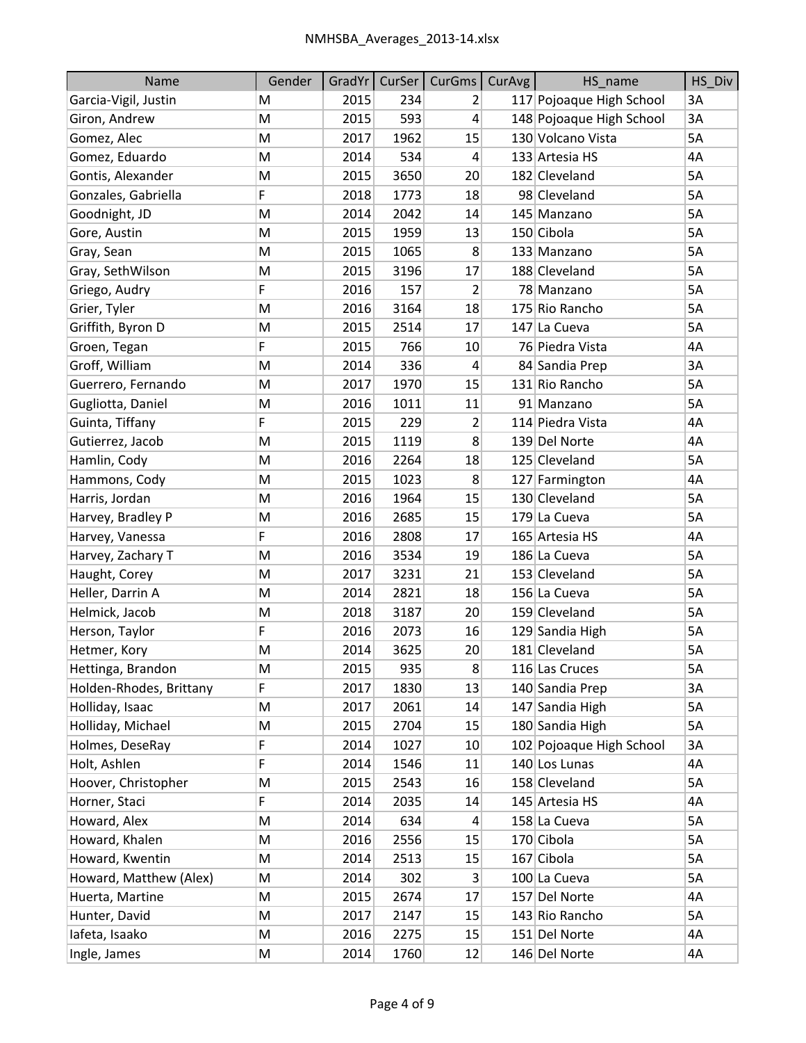| Name | Gender | GradYr | CurSer | CurGms | CurAvg | HS_name | HS_Div |
|---|---|---|---|---|---|---|---|
| Garcia-Vigil, Justin | M | 2015 | 234 | 2 | 117 | Pojoaque High School | 3A |
| Giron, Andrew | M | 2015 | 593 | 4 | 148 | Pojoaque High School | 3A |
| Gomez, Alec | M | 2017 | 1962 | 15 | 130 | Volcano Vista | 5A |
| Gomez, Eduardo | M | 2014 | 534 | 4 | 133 | Artesia HS | 4A |
| Gontis, Alexander | M | 2015 | 3650 | 20 | 182 | Cleveland | 5A |
| Gonzales, Gabriella | F | 2018 | 1773 | 18 | 98 | Cleveland | 5A |
| Goodnight, JD | M | 2014 | 2042 | 14 | 145 | Manzano | 5A |
| Gore, Austin | M | 2015 | 1959 | 13 | 150 | Cibola | 5A |
| Gray, Sean | M | 2015 | 1065 | 8 | 133 | Manzano | 5A |
| Gray, SethWilson | M | 2015 | 3196 | 17 | 188 | Cleveland | 5A |
| Griego, Audry | F | 2016 | 157 | 2 | 78 | Manzano | 5A |
| Grier, Tyler | M | 2016 | 3164 | 18 | 175 | Rio Rancho | 5A |
| Griffith, Byron D | M | 2015 | 2514 | 17 | 147 | La Cueva | 5A |
| Groen, Tegan | F | 2015 | 766 | 10 | 76 | Piedra Vista | 4A |
| Groff, William | M | 2014 | 336 | 4 | 84 | Sandia Prep | 3A |
| Guerrero, Fernando | M | 2017 | 1970 | 15 | 131 | Rio Rancho | 5A |
| Gugliotta, Daniel | M | 2016 | 1011 | 11 | 91 | Manzano | 5A |
| Guinta, Tiffany | F | 2015 | 229 | 2 | 114 | Piedra Vista | 4A |
| Gutierrez, Jacob | M | 2015 | 1119 | 8 | 139 | Del Norte | 4A |
| Hamlin, Cody | M | 2016 | 2264 | 18 | 125 | Cleveland | 5A |
| Hammons, Cody | M | 2015 | 1023 | 8 | 127 | Farmington | 4A |
| Harris, Jordan | M | 2016 | 1964 | 15 | 130 | Cleveland | 5A |
| Harvey, Bradley P | M | 2016 | 2685 | 15 | 179 | La Cueva | 5A |
| Harvey, Vanessa | F | 2016 | 2808 | 17 | 165 | Artesia HS | 4A |
| Harvey, Zachary T | M | 2016 | 3534 | 19 | 186 | La Cueva | 5A |
| Haught, Corey | M | 2017 | 3231 | 21 | 153 | Cleveland | 5A |
| Heller, Darrin A | M | 2014 | 2821 | 18 | 156 | La Cueva | 5A |
| Helmick, Jacob | M | 2018 | 3187 | 20 | 159 | Cleveland | 5A |
| Herson, Taylor | F | 2016 | 2073 | 16 | 129 | Sandia High | 5A |
| Hetmer, Kory | M | 2014 | 3625 | 20 | 181 | Cleveland | 5A |
| Hettinga, Brandon | M | 2015 | 935 | 8 | 116 | Las Cruces | 5A |
| Holden-Rhodes, Brittany | F | 2017 | 1830 | 13 | 140 | Sandia Prep | 3A |
| Holliday, Isaac | M | 2017 | 2061 | 14 | 147 | Sandia High | 5A |
| Holliday, Michael | M | 2015 | 2704 | 15 | 180 | Sandia High | 5A |
| Holmes, DeseRay | F | 2014 | 1027 | 10 | 102 | Pojoaque High School | 3A |
| Holt, Ashlen | F | 2014 | 1546 | 11 | 140 | Los Lunas | 4A |
| Hoover, Christopher | M | 2015 | 2543 | 16 | 158 | Cleveland | 5A |
| Horner, Staci | F | 2014 | 2035 | 14 | 145 | Artesia HS | 4A |
| Howard, Alex | M | 2014 | 634 | 4 | 158 | La Cueva | 5A |
| Howard, Khalen | M | 2016 | 2556 | 15 | 170 | Cibola | 5A |
| Howard, Kwentin | M | 2014 | 2513 | 15 | 167 | Cibola | 5A |
| Howard, Matthew (Alex) | M | 2014 | 302 | 3 | 100 | La Cueva | 5A |
| Huerta, Martine | M | 2015 | 2674 | 17 | 157 | Del Norte | 4A |
| Hunter, David | M | 2017 | 2147 | 15 | 143 | Rio Rancho | 5A |
| Iafeta, Isaako | M | 2016 | 2275 | 15 | 151 | Del Norte | 4A |
| Ingle, James | M | 2014 | 1760 | 12 | 146 | Del Norte | 4A |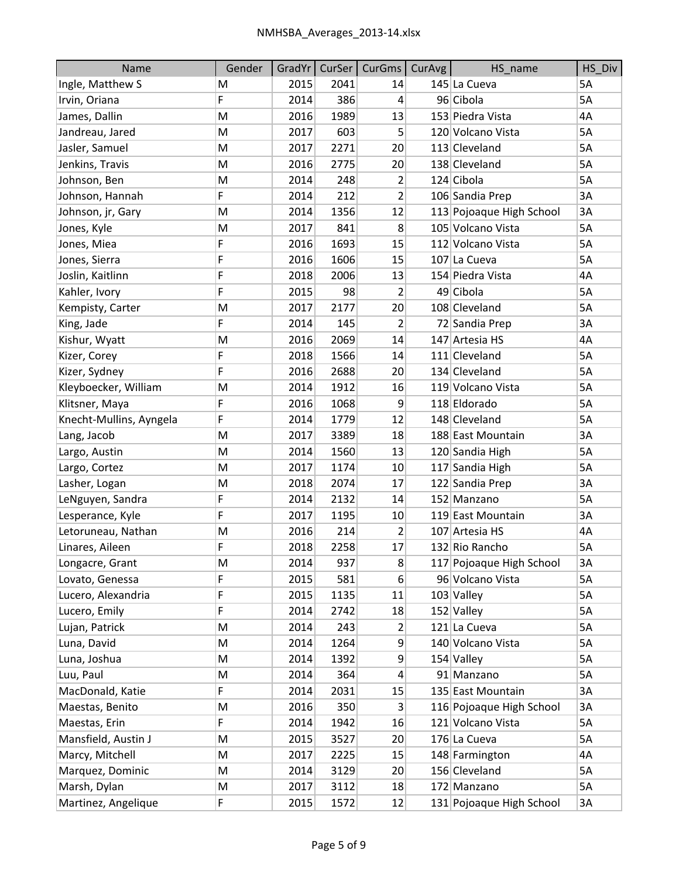| Name | Gender | GradYr | CurSer | CurGms | CurAvg | HS_name | HS_Div |
|---|---|---|---|---|---|---|---|
| Ingle, Matthew S | M | 2015 | 2041 | 14 | 145 | La Cueva | 5A |
| Irvin, Oriana | F | 2014 | 386 | 4 | 96 | Cibola | 5A |
| James, Dallin | M | 2016 | 1989 | 13 | 153 | Piedra Vista | 4A |
| Jandreau, Jared | M | 2017 | 603 | 5 | 120 | Volcano Vista | 5A |
| Jasler, Samuel | M | 2017 | 2271 | 20 | 113 | Cleveland | 5A |
| Jenkins, Travis | M | 2016 | 2775 | 20 | 138 | Cleveland | 5A |
| Johnson, Ben | M | 2014 | 248 | 2 | 124 | Cibola | 5A |
| Johnson, Hannah | F | 2014 | 212 | 2 | 106 | Sandia Prep | 3A |
| Johnson, jr, Gary | M | 2014 | 1356 | 12 | 113 | Pojoaque High School | 3A |
| Jones, Kyle | M | 2017 | 841 | 8 | 105 | Volcano Vista | 5A |
| Jones, Miea | F | 2016 | 1693 | 15 | 112 | Volcano Vista | 5A |
| Jones, Sierra | F | 2016 | 1606 | 15 | 107 | La Cueva | 5A |
| Joslin, Kaitlinn | F | 2018 | 2006 | 13 | 154 | Piedra Vista | 4A |
| Kahler, Ivory | F | 2015 | 98 | 2 | 49 | Cibola | 5A |
| Kempisty, Carter | M | 2017 | 2177 | 20 | 108 | Cleveland | 5A |
| King, Jade | F | 2014 | 145 | 2 | 72 | Sandia Prep | 3A |
| Kishur, Wyatt | M | 2016 | 2069 | 14 | 147 | Artesia HS | 4A |
| Kizer, Corey | F | 2018 | 1566 | 14 | 111 | Cleveland | 5A |
| Kizer, Sydney | F | 2016 | 2688 | 20 | 134 | Cleveland | 5A |
| Kleyboecker, William | M | 2014 | 1912 | 16 | 119 | Volcano Vista | 5A |
| Klitsner, Maya | F | 2016 | 1068 | 9 | 118 | Eldorado | 5A |
| Knecht-Mullins, Ayngela | F | 2014 | 1779 | 12 | 148 | Cleveland | 5A |
| Lang, Jacob | M | 2017 | 3389 | 18 | 188 | East Mountain | 3A |
| Largo, Austin | M | 2014 | 1560 | 13 | 120 | Sandia High | 5A |
| Largo, Cortez | M | 2017 | 1174 | 10 | 117 | Sandia High | 5A |
| Lasher, Logan | M | 2018 | 2074 | 17 | 122 | Sandia Prep | 3A |
| LeNguyen, Sandra | F | 2014 | 2132 | 14 | 152 | Manzano | 5A |
| Lesperance, Kyle | F | 2017 | 1195 | 10 | 119 | East Mountain | 3A |
| Letoruneau, Nathan | M | 2016 | 214 | 2 | 107 | Artesia HS | 4A |
| Linares, Aileen | F | 2018 | 2258 | 17 | 132 | Rio Rancho | 5A |
| Longacre, Grant | M | 2014 | 937 | 8 | 117 | Pojoaque High School | 3A |
| Lovato, Genessa | F | 2015 | 581 | 6 | 96 | Volcano Vista | 5A |
| Lucero, Alexandria | F | 2015 | 1135 | 11 | 103 | Valley | 5A |
| Lucero, Emily | F | 2014 | 2742 | 18 | 152 | Valley | 5A |
| Lujan, Patrick | M | 2014 | 243 | 2 | 121 | La Cueva | 5A |
| Luna, David | M | 2014 | 1264 | 9 | 140 | Volcano Vista | 5A |
| Luna, Joshua | M | 2014 | 1392 | 9 | 154 | Valley | 5A |
| Luu, Paul | M | 2014 | 364 | 4 | 91 | Manzano | 5A |
| MacDonald, Katie | F | 2014 | 2031 | 15 | 135 | East Mountain | 3A |
| Maestas, Benito | M | 2016 | 350 | 3 | 116 | Pojoaque High School | 3A |
| Maestas, Erin | F | 2014 | 1942 | 16 | 121 | Volcano Vista | 5A |
| Mansfield, Austin J | M | 2015 | 3527 | 20 | 176 | La Cueva | 5A |
| Marcy, Mitchell | M | 2017 | 2225 | 15 | 148 | Farmington | 4A |
| Marquez, Dominic | M | 2014 | 3129 | 20 | 156 | Cleveland | 5A |
| Marsh, Dylan | M | 2017 | 3112 | 18 | 172 | Manzano | 5A |
| Martinez, Angelique | F | 2015 | 1572 | 12 | 131 | Pojoaque High School | 3A |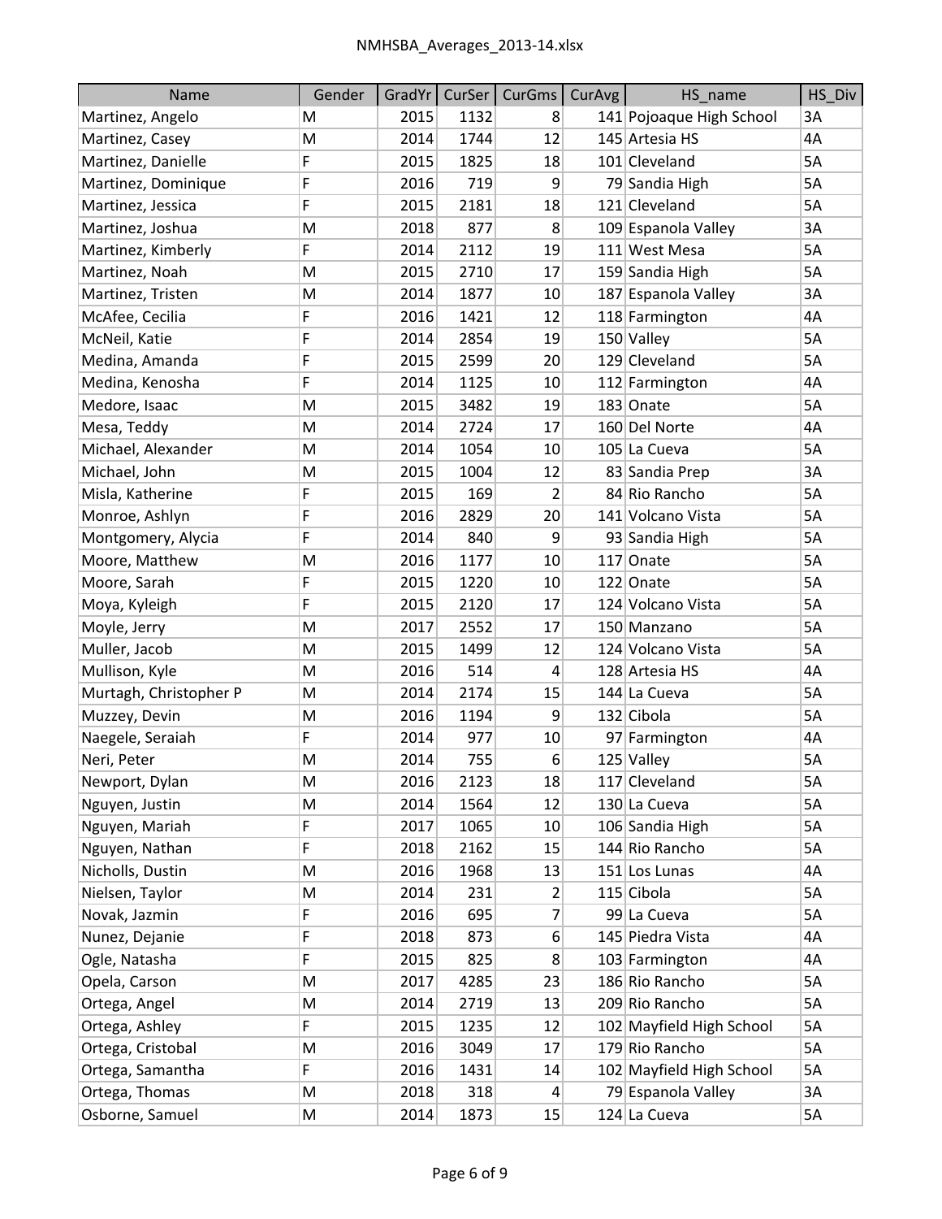| Name | Gender | GradYr | CurSer | CurGms | CurAvg | HS_name | HS_Div |
|---|---|---|---|---|---|---|---|
| Martinez, Angelo | M | 2015 | 1132 | 8 | 141 | Pojoaque High School | 3A |
| Martinez, Casey | M | 2014 | 1744 | 12 | 145 | Artesia HS | 4A |
| Martinez, Danielle | F | 2015 | 1825 | 18 | 101 | Cleveland | 5A |
| Martinez, Dominique | F | 2016 | 719 | 9 | 79 | Sandia High | 5A |
| Martinez, Jessica | F | 2015 | 2181 | 18 | 121 | Cleveland | 5A |
| Martinez, Joshua | M | 2018 | 877 | 8 | 109 | Espanola Valley | 3A |
| Martinez, Kimberly | F | 2014 | 2112 | 19 | 111 | West Mesa | 5A |
| Martinez, Noah | M | 2015 | 2710 | 17 | 159 | Sandia High | 5A |
| Martinez, Tristen | M | 2014 | 1877 | 10 | 187 | Espanola Valley | 3A |
| McAfee, Cecilia | F | 2016 | 1421 | 12 | 118 | Farmington | 4A |
| McNeil, Katie | F | 2014 | 2854 | 19 | 150 | Valley | 5A |
| Medina, Amanda | F | 2015 | 2599 | 20 | 129 | Cleveland | 5A |
| Medina, Kenosha | F | 2014 | 1125 | 10 | 112 | Farmington | 4A |
| Medore, Isaac | M | 2015 | 3482 | 19 | 183 | Onate | 5A |
| Mesa, Teddy | M | 2014 | 2724 | 17 | 160 | Del Norte | 4A |
| Michael, Alexander | M | 2014 | 1054 | 10 | 105 | La Cueva | 5A |
| Michael, John | M | 2015 | 1004 | 12 | 83 | Sandia Prep | 3A |
| Misla, Katherine | F | 2015 | 169 | 2 | 84 | Rio Rancho | 5A |
| Monroe, Ashlyn | F | 2016 | 2829 | 20 | 141 | Volcano Vista | 5A |
| Montgomery, Alycia | F | 2014 | 840 | 9 | 93 | Sandia High | 5A |
| Moore, Matthew | M | 2016 | 1177 | 10 | 117 | Onate | 5A |
| Moore, Sarah | F | 2015 | 1220 | 10 | 122 | Onate | 5A |
| Moya, Kyleigh | F | 2015 | 2120 | 17 | 124 | Volcano Vista | 5A |
| Moyle, Jerry | M | 2017 | 2552 | 17 | 150 | Manzano | 5A |
| Muller, Jacob | M | 2015 | 1499 | 12 | 124 | Volcano Vista | 5A |
| Mullison, Kyle | M | 2016 | 514 | 4 | 128 | Artesia HS | 4A |
| Murtagh, Christopher P | M | 2014 | 2174 | 15 | 144 | La Cueva | 5A |
| Muzzey, Devin | M | 2016 | 1194 | 9 | 132 | Cibola | 5A |
| Naegele, Seraiah | F | 2014 | 977 | 10 | 97 | Farmington | 4A |
| Neri, Peter | M | 2014 | 755 | 6 | 125 | Valley | 5A |
| Newport, Dylan | M | 2016 | 2123 | 18 | 117 | Cleveland | 5A |
| Nguyen, Justin | M | 2014 | 1564 | 12 | 130 | La Cueva | 5A |
| Nguyen, Mariah | F | 2017 | 1065 | 10 | 106 | Sandia High | 5A |
| Nguyen, Nathan | F | 2018 | 2162 | 15 | 144 | Rio Rancho | 5A |
| Nicholls, Dustin | M | 2016 | 1968 | 13 | 151 | Los Lunas | 4A |
| Nielsen, Taylor | M | 2014 | 231 | 2 | 115 | Cibola | 5A |
| Novak, Jazmin | F | 2016 | 695 | 7 | 99 | La Cueva | 5A |
| Nunez, Dejanie | F | 2018 | 873 | 6 | 145 | Piedra Vista | 4A |
| Ogle, Natasha | F | 2015 | 825 | 8 | 103 | Farmington | 4A |
| Opela, Carson | M | 2017 | 4285 | 23 | 186 | Rio Rancho | 5A |
| Ortega, Angel | M | 2014 | 2719 | 13 | 209 | Rio Rancho | 5A |
| Ortega, Ashley | F | 2015 | 1235 | 12 | 102 | Mayfield High School | 5A |
| Ortega, Cristobal | M | 2016 | 3049 | 17 | 179 | Rio Rancho | 5A |
| Ortega, Samantha | F | 2016 | 1431 | 14 | 102 | Mayfield High School | 5A |
| Ortega, Thomas | M | 2018 | 318 | 4 | 79 | Espanola Valley | 3A |
| Osborne, Samuel | M | 2014 | 1873 | 15 | 124 | La Cueva | 5A |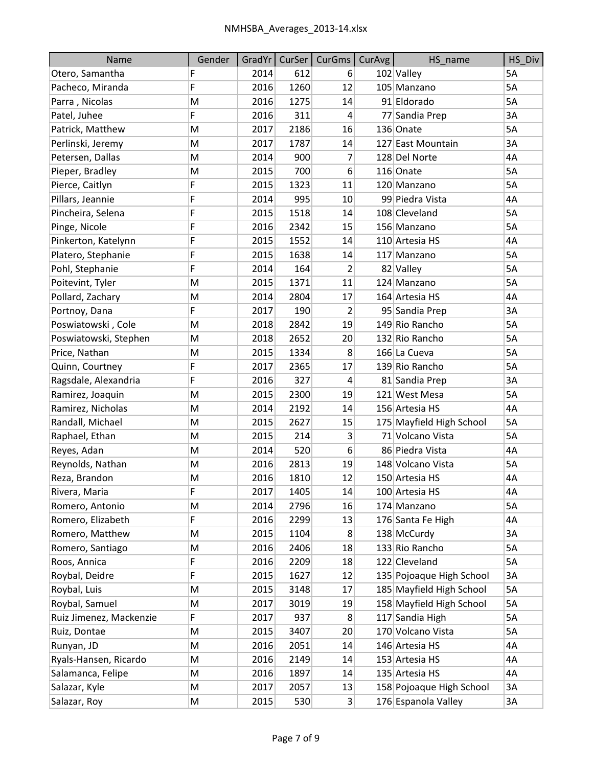| Name | Gender | GradYr | CurSer | CurGms | CurAvg | HS_name | HS_Div |
|---|---|---|---|---|---|---|---|
| Otero, Samantha | F | 2014 | 612 | 6 | 102 | Valley | 5A |
| Pacheco, Miranda | F | 2016 | 1260 | 12 | 105 | Manzano | 5A |
| Parra , Nicolas | M | 2016 | 1275 | 14 | 91 | Eldorado | 5A |
| Patel, Juhee | F | 2016 | 311 | 4 | 77 | Sandia Prep | 3A |
| Patrick, Matthew | M | 2017 | 2186 | 16 | 136 | Onate | 5A |
| Perlinski, Jeremy | M | 2017 | 1787 | 14 | 127 | East Mountain | 3A |
| Petersen, Dallas | M | 2014 | 900 | 7 | 128 | Del Norte | 4A |
| Pieper, Bradley | M | 2015 | 700 | 6 | 116 | Onate | 5A |
| Pierce, Caitlyn | F | 2015 | 1323 | 11 | 120 | Manzano | 5A |
| Pillars, Jeannie | F | 2014 | 995 | 10 | 99 | Piedra Vista | 4A |
| Pincheira, Selena | F | 2015 | 1518 | 14 | 108 | Cleveland | 5A |
| Pinge, Nicole | F | 2016 | 2342 | 15 | 156 | Manzano | 5A |
| Pinkerton, Katelynn | F | 2015 | 1552 | 14 | 110 | Artesia HS | 4A |
| Platero, Stephanie | F | 2015 | 1638 | 14 | 117 | Manzano | 5A |
| Pohl, Stephanie | F | 2014 | 164 | 2 | 82 | Valley | 5A |
| Poitevint, Tyler | M | 2015 | 1371 | 11 | 124 | Manzano | 5A |
| Pollard, Zachary | M | 2014 | 2804 | 17 | 164 | Artesia HS | 4A |
| Portnoy, Dana | F | 2017 | 190 | 2 | 95 | Sandia Prep | 3A |
| Poswiatowski , Cole | M | 2018 | 2842 | 19 | 149 | Rio Rancho | 5A |
| Poswiatowski, Stephen | M | 2018 | 2652 | 20 | 132 | Rio Rancho | 5A |
| Price, Nathan | M | 2015 | 1334 | 8 | 166 | La Cueva | 5A |
| Quinn, Courtney | F | 2017 | 2365 | 17 | 139 | Rio Rancho | 5A |
| Ragsdale, Alexandria | F | 2016 | 327 | 4 | 81 | Sandia Prep | 3A |
| Ramirez, Joaquin | M | 2015 | 2300 | 19 | 121 | West Mesa | 5A |
| Ramirez, Nicholas | M | 2014 | 2192 | 14 | 156 | Artesia HS | 4A |
| Randall, Michael | M | 2015 | 2627 | 15 | 175 | Mayfield High School | 5A |
| Raphael, Ethan | M | 2015 | 214 | 3 | 71 | Volcano Vista | 5A |
| Reyes, Adan | M | 2014 | 520 | 6 | 86 | Piedra Vista | 4A |
| Reynolds, Nathan | M | 2016 | 2813 | 19 | 148 | Volcano Vista | 5A |
| Reza, Brandon | M | 2016 | 1810 | 12 | 150 | Artesia HS | 4A |
| Rivera, Maria | F | 2017 | 1405 | 14 | 100 | Artesia HS | 4A |
| Romero, Antonio | M | 2014 | 2796 | 16 | 174 | Manzano | 5A |
| Romero, Elizabeth | F | 2016 | 2299 | 13 | 176 | Santa Fe High | 4A |
| Romero, Matthew | M | 2015 | 1104 | 8 | 138 | McCurdy | 3A |
| Romero, Santiago | M | 2016 | 2406 | 18 | 133 | Rio Rancho | 5A |
| Roos, Annica | F | 2016 | 2209 | 18 | 122 | Cleveland | 5A |
| Roybal, Deidre | F | 2015 | 1627 | 12 | 135 | Pojoaque High School | 3A |
| Roybal, Luis | M | 2015 | 3148 | 17 | 185 | Mayfield High School | 5A |
| Roybal, Samuel | M | 2017 | 3019 | 19 | 158 | Mayfield High School | 5A |
| Ruiz Jimenez, Mackenzie | F | 2017 | 937 | 8 | 117 | Sandia High | 5A |
| Ruiz, Dontae | M | 2015 | 3407 | 20 | 170 | Volcano Vista | 5A |
| Runyan, JD | M | 2016 | 2051 | 14 | 146 | Artesia HS | 4A |
| Ryals-Hansen, Ricardo | M | 2016 | 2149 | 14 | 153 | Artesia HS | 4A |
| Salamanca, Felipe | M | 2016 | 1897 | 14 | 135 | Artesia HS | 4A |
| Salazar, Kyle | M | 2017 | 2057 | 13 | 158 | Pojoaque High School | 3A |
| Salazar, Roy | M | 2015 | 530 | 3 | 176 | Espanola Valley | 3A |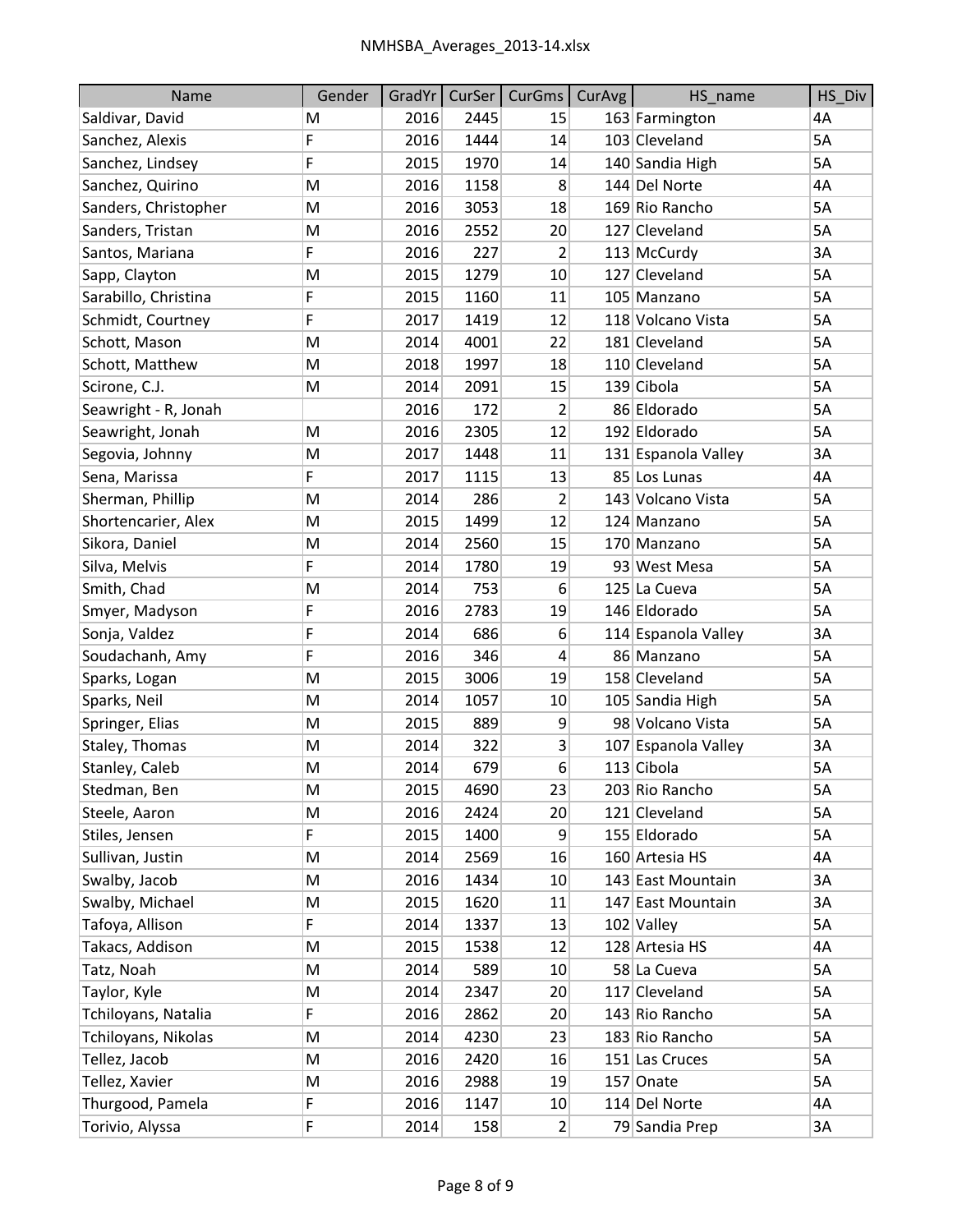| Name | Gender | GradYr | CurSer | CurGms | CurAvg | HS_name | HS_Div |
|---|---|---|---|---|---|---|---|
| Saldivar, David | M | 2016 | 2445 | 15 | 163 | Farmington | 4A |
| Sanchez, Alexis | F | 2016 | 1444 | 14 | 103 | Cleveland | 5A |
| Sanchez, Lindsey | F | 2015 | 1970 | 14 | 140 | Sandia High | 5A |
| Sanchez, Quirino | M | 2016 | 1158 | 8 | 144 | Del Norte | 4A |
| Sanders, Christopher | M | 2016 | 3053 | 18 | 169 | Rio Rancho | 5A |
| Sanders, Tristan | M | 2016 | 2552 | 20 | 127 | Cleveland | 5A |
| Santos, Mariana | F | 2016 | 227 | 2 | 113 | McCurdy | 3A |
| Sapp, Clayton | M | 2015 | 1279 | 10 | 127 | Cleveland | 5A |
| Sarabillo, Christina | F | 2015 | 1160 | 11 | 105 | Manzano | 5A |
| Schmidt, Courtney | F | 2017 | 1419 | 12 | 118 | Volcano Vista | 5A |
| Schott, Mason | M | 2014 | 4001 | 22 | 181 | Cleveland | 5A |
| Schott, Matthew | M | 2018 | 1997 | 18 | 110 | Cleveland | 5A |
| Scirone, C.J. | M | 2014 | 2091 | 15 | 139 | Cibola | 5A |
| Seawright - R, Jonah | | 2016 | 172 | 2 | 86 | Eldorado | 5A |
| Seawright, Jonah | M | 2016 | 2305 | 12 | 192 | Eldorado | 5A |
| Segovia, Johnny | M | 2017 | 1448 | 11 | 131 | Espanola Valley | 3A |
| Sena, Marissa | F | 2017 | 1115 | 13 | 85 | Los Lunas | 4A |
| Sherman, Phillip | M | 2014 | 286 | 2 | 143 | Volcano Vista | 5A |
| Shortencarier, Alex | M | 2015 | 1499 | 12 | 124 | Manzano | 5A |
| Sikora, Daniel | M | 2014 | 2560 | 15 | 170 | Manzano | 5A |
| Silva, Melvis | F | 2014 | 1780 | 19 | 93 | West Mesa | 5A |
| Smith, Chad | M | 2014 | 753 | 6 | 125 | La Cueva | 5A |
| Smyer, Madyson | F | 2016 | 2783 | 19 | 146 | Eldorado | 5A |
| Sonja, Valdez | F | 2014 | 686 | 6 | 114 | Espanola Valley | 3A |
| Soudachanh, Amy | F | 2016 | 346 | 4 | 86 | Manzano | 5A |
| Sparks, Logan | M | 2015 | 3006 | 19 | 158 | Cleveland | 5A |
| Sparks, Neil | M | 2014 | 1057 | 10 | 105 | Sandia High | 5A |
| Springer, Elias | M | 2015 | 889 | 9 | 98 | Volcano Vista | 5A |
| Staley, Thomas | M | 2014 | 322 | 3 | 107 | Espanola Valley | 3A |
| Stanley, Caleb | M | 2014 | 679 | 6 | 113 | Cibola | 5A |
| Stedman, Ben | M | 2015 | 4690 | 23 | 203 | Rio Rancho | 5A |
| Steele, Aaron | M | 2016 | 2424 | 20 | 121 | Cleveland | 5A |
| Stiles, Jensen | F | 2015 | 1400 | 9 | 155 | Eldorado | 5A |
| Sullivan, Justin | M | 2014 | 2569 | 16 | 160 | Artesia HS | 4A |
| Swalby, Jacob | M | 2016 | 1434 | 10 | 143 | East Mountain | 3A |
| Swalby, Michael | M | 2015 | 1620 | 11 | 147 | East Mountain | 3A |
| Tafoya, Allison | F | 2014 | 1337 | 13 | 102 | Valley | 5A |
| Takacs, Addison | M | 2015 | 1538 | 12 | 128 | Artesia HS | 4A |
| Tatz, Noah | M | 2014 | 589 | 10 | 58 | La Cueva | 5A |
| Taylor, Kyle | M | 2014 | 2347 | 20 | 117 | Cleveland | 5A |
| Tchiloyans, Natalia | F | 2016 | 2862 | 20 | 143 | Rio Rancho | 5A |
| Tchiloyans, Nikolas | M | 2014 | 4230 | 23 | 183 | Rio Rancho | 5A |
| Tellez, Jacob | M | 2016 | 2420 | 16 | 151 | Las Cruces | 5A |
| Tellez, Xavier | M | 2016 | 2988 | 19 | 157 | Onate | 5A |
| Thurgood, Pamela | F | 2016 | 1147 | 10 | 114 | Del Norte | 4A |
| Torivio, Alyssa | F | 2014 | 158 | 2 | 79 | Sandia Prep | 3A |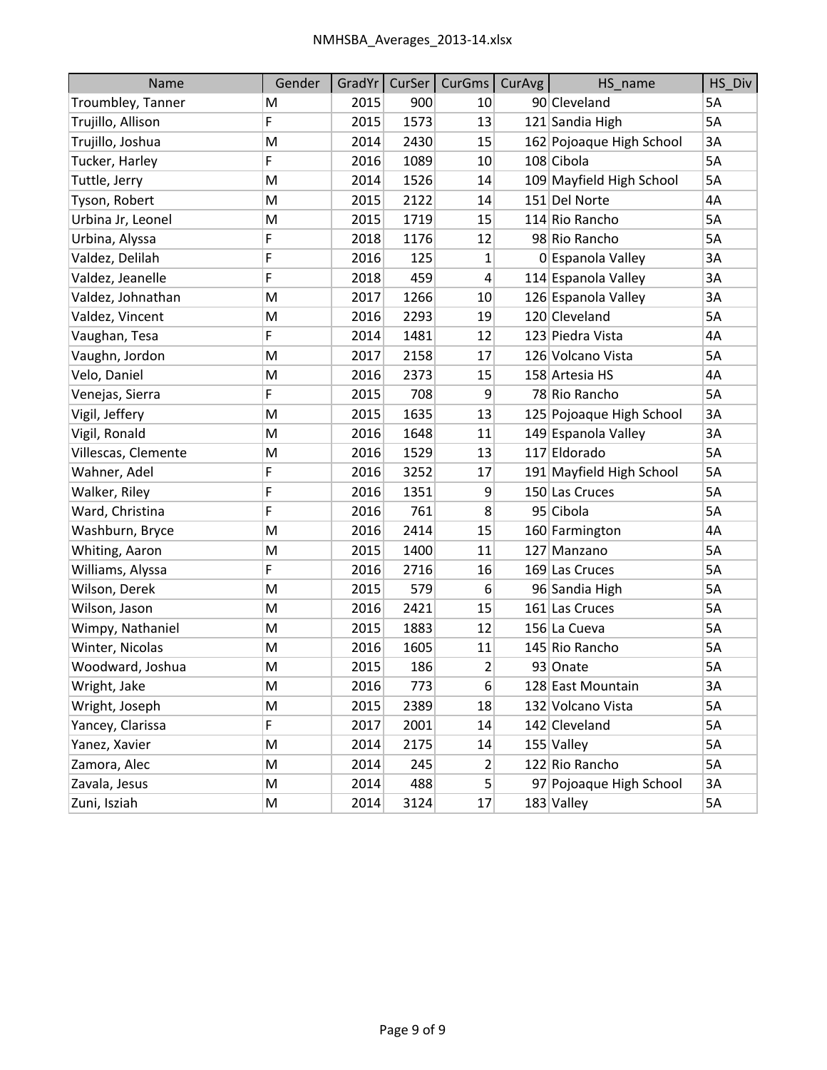| Name | Gender | GradYr | CurSer | CurGms | CurAvg | HS_name | HS_Div |
|---|---|---|---|---|---|---|---|
| Troumbley, Tanner | M | 2015 | 900 | 10 | 90 | Cleveland | 5A |
| Trujillo, Allison | F | 2015 | 1573 | 13 | 121 | Sandia High | 5A |
| Trujillo, Joshua | M | 2014 | 2430 | 15 | 162 | Pojoaque High School | 3A |
| Tucker, Harley | F | 2016 | 1089 | 10 | 108 | Cibola | 5A |
| Tuttle, Jerry | M | 2014 | 1526 | 14 | 109 | Mayfield High School | 5A |
| Tyson, Robert | M | 2015 | 2122 | 14 | 151 | Del Norte | 4A |
| Urbina Jr, Leonel | M | 2015 | 1719 | 15 | 114 | Rio Rancho | 5A |
| Urbina, Alyssa | F | 2018 | 1176 | 12 | 98 | Rio Rancho | 5A |
| Valdez, Delilah | F | 2016 | 125 | 1 | 0 | Espanola Valley | 3A |
| Valdez, Jeanelle | F | 2018 | 459 | 4 | 114 | Espanola Valley | 3A |
| Valdez, Johnathan | M | 2017 | 1266 | 10 | 126 | Espanola Valley | 3A |
| Valdez, Vincent | M | 2016 | 2293 | 19 | 120 | Cleveland | 5A |
| Vaughan, Tesa | F | 2014 | 1481 | 12 | 123 | Piedra Vista | 4A |
| Vaughn, Jordon | M | 2017 | 2158 | 17 | 126 | Volcano Vista | 5A |
| Velo, Daniel | M | 2016 | 2373 | 15 | 158 | Artesia HS | 4A |
| Venejas, Sierra | F | 2015 | 708 | 9 | 78 | Rio Rancho | 5A |
| Vigil, Jeffery | M | 2015 | 1635 | 13 | 125 | Pojoaque High School | 3A |
| Vigil, Ronald | M | 2016 | 1648 | 11 | 149 | Espanola Valley | 3A |
| Villescas, Clemente | M | 2016 | 1529 | 13 | 117 | Eldorado | 5A |
| Wahner, Adel | F | 2016 | 3252 | 17 | 191 | Mayfield High School | 5A |
| Walker, Riley | F | 2016 | 1351 | 9 | 150 | Las Cruces | 5A |
| Ward, Christina | F | 2016 | 761 | 8 | 95 | Cibola | 5A |
| Washburn, Bryce | M | 2016 | 2414 | 15 | 160 | Farmington | 4A |
| Whiting, Aaron | M | 2015 | 1400 | 11 | 127 | Manzano | 5A |
| Williams, Alyssa | F | 2016 | 2716 | 16 | 169 | Las Cruces | 5A |
| Wilson, Derek | M | 2015 | 579 | 6 | 96 | Sandia High | 5A |
| Wilson, Jason | M | 2016 | 2421 | 15 | 161 | Las Cruces | 5A |
| Wimpy, Nathaniel | M | 2015 | 1883 | 12 | 156 | La Cueva | 5A |
| Winter, Nicolas | M | 2016 | 1605 | 11 | 145 | Rio Rancho | 5A |
| Woodward, Joshua | M | 2015 | 186 | 2 | 93 | Onate | 5A |
| Wright, Jake | M | 2016 | 773 | 6 | 128 | East Mountain | 3A |
| Wright, Joseph | M | 2015 | 2389 | 18 | 132 | Volcano Vista | 5A |
| Yancey, Clarissa | F | 2017 | 2001 | 14 | 142 | Cleveland | 5A |
| Yanez, Xavier | M | 2014 | 2175 | 14 | 155 | Valley | 5A |
| Zamora, Alec | M | 2014 | 245 | 2 | 122 | Rio Rancho | 5A |
| Zavala, Jesus | M | 2014 | 488 | 5 | 97 | Pojoaque High School | 3A |
| Zuni, Isziah | M | 2014 | 3124 | 17 | 183 | Valley | 5A |